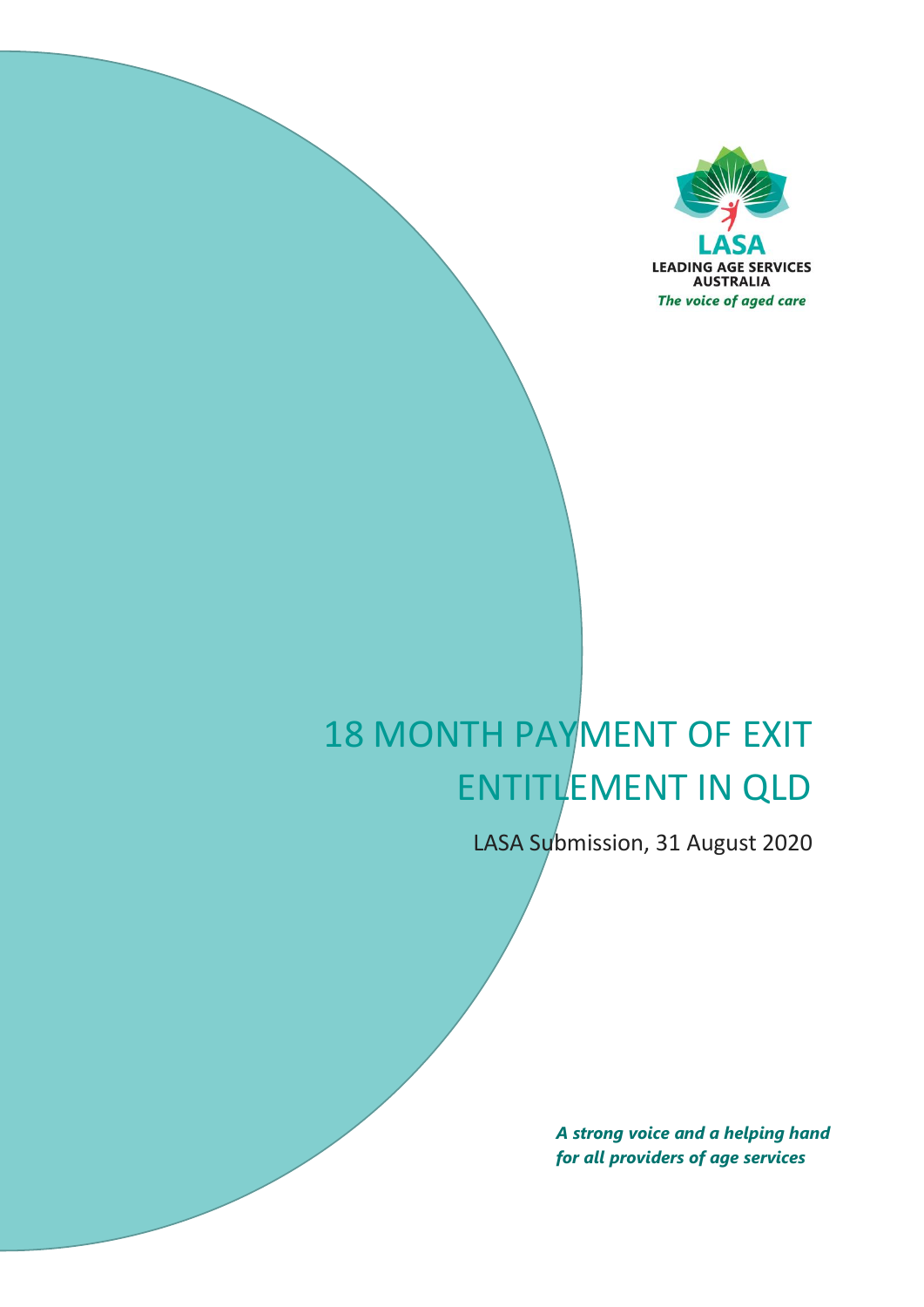LASA
LEADING AGE SERVICES AUSTRALIA
*The voice of aged care*

# 18 MONTH PAYMENT OF EXIT ENTITLEMENT IN QLD

LASA Submission, 31 August 2020

***A strong voice and a helping hand for all providers of age services***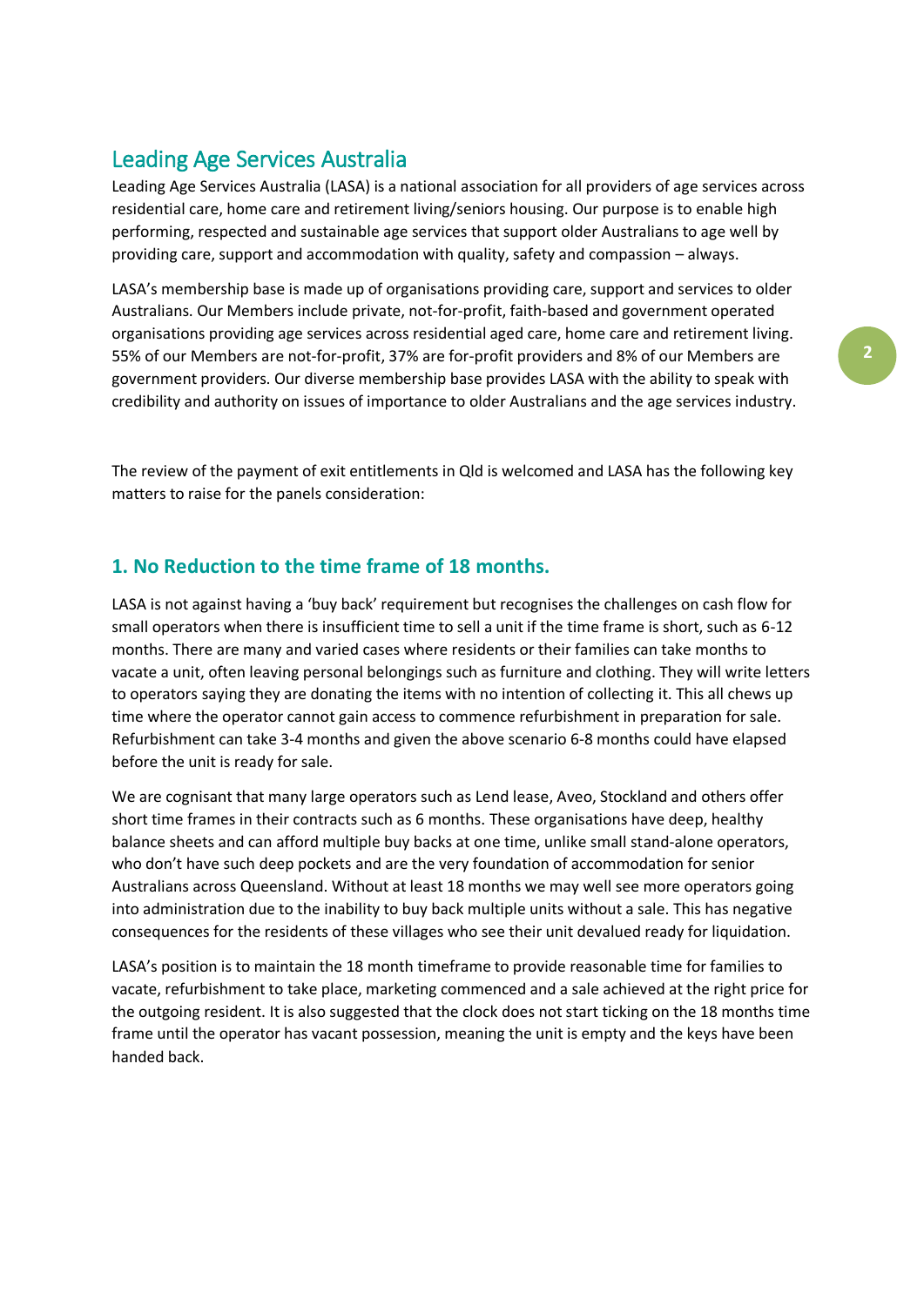## Leading Age Services Australia

Leading Age Services Australia (LASA) is a national association for all providers of age services across residential care, home care and retirement living/seniors housing. Our purpose is to enable high performing, respected and sustainable age services that support older Australians to age well by providing care, support and accommodation with quality, safety and compassion – always.

LASA's membership base is made up of organisations providing care, support and services to older Australians. Our Members include private, not-for-profit, faith-based and government operated organisations providing age services across residential aged care, home care and retirement living. 55% of our Members are not-for-profit, 37% are for-profit providers and 8% of our Members are government providers. Our diverse membership base provides LASA with the ability to speak with credibility and authority on issues of importance to older Australians and the age services industry.

The review of the payment of exit entitlements in Qld is welcomed and LASA has the following key matters to raise for the panels consideration:

### 1. No Reduction to the time frame of 18 months.

LASA is not against having a 'buy back' requirement but recognises the challenges on cash flow for small operators when there is insufficient time to sell a unit if the time frame is short, such as 6-12 months. There are many and varied cases where residents or their families can take months to vacate a unit, often leaving personal belongings such as furniture and clothing. They will write letters to operators saying they are donating the items with no intention of collecting it. This all chews up time where the operator cannot gain access to commence refurbishment in preparation for sale. Refurbishment can take 3-4 months and given the above scenario 6-8 months could have elapsed before the unit is ready for sale.

We are cognisant that many large operators such as Lend lease, Aveo, Stockland and others offer short time frames in their contracts such as 6 months. These organisations have deep, healthy balance sheets and can afford multiple buy backs at one time, unlike small stand-alone operators, who don't have such deep pockets and are the very foundation of accommodation for senior Australians across Queensland. Without at least 18 months we may well see more operators going into administration due to the inability to buy back multiple units without a sale. This has negative consequences for the residents of these villages who see their unit devalued ready for liquidation.

LASA's position is to maintain the 18 month timeframe to provide reasonable time for families to vacate, refurbishment to take place, marketing commenced and a sale achieved at the right price for the outgoing resident. It is also suggested that the clock does not start ticking on the 18 months time frame until the operator has vacant possession, meaning the unit is empty and the keys have been handed back.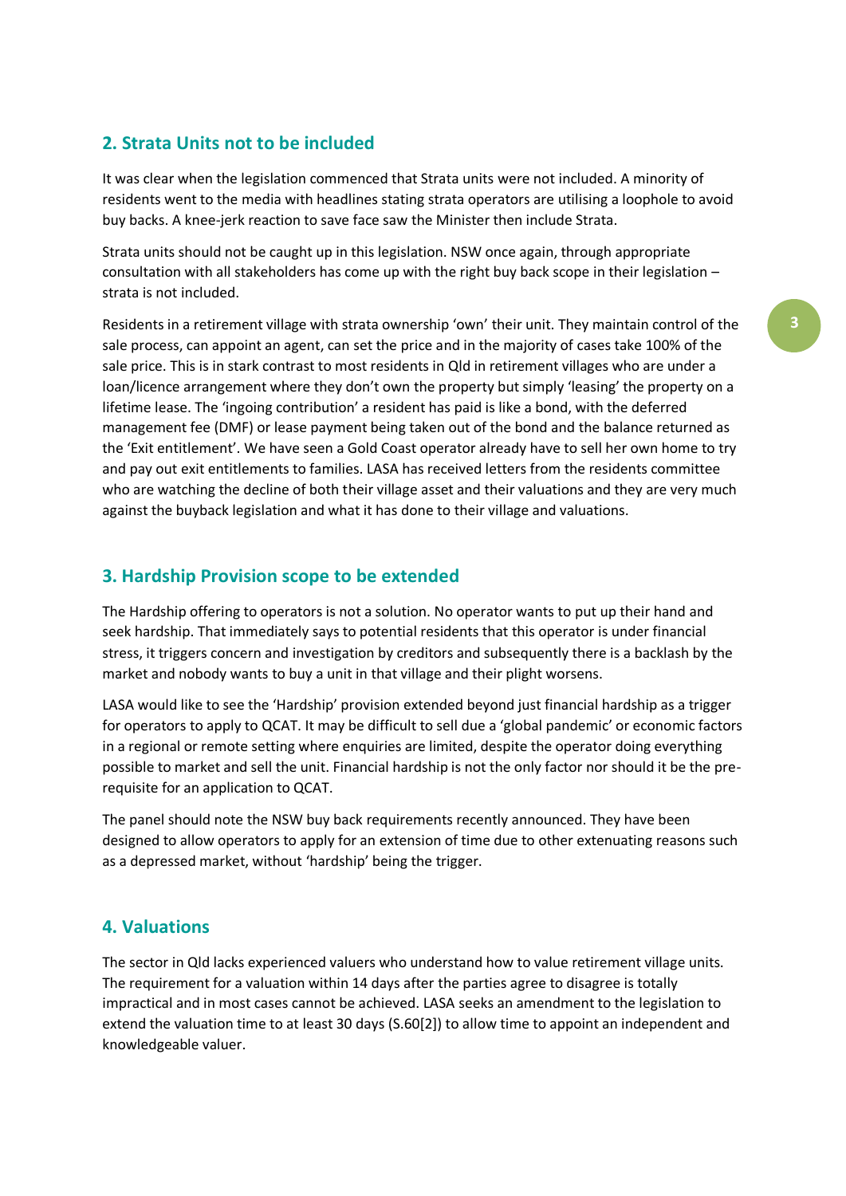## 2. Strata Units not to be included

It was clear when the legislation commenced that Strata units were not included. A minority of residents went to the media with headlines stating strata operators are utilising a loophole to avoid buy backs. A knee-jerk reaction to save face saw the Minister then include Strata.

Strata units should not be caught up in this legislation. NSW once again, through appropriate consultation with all stakeholders has come up with the right buy back scope in their legislation – strata is not included.

Residents in a retirement village with strata ownership 'own' their unit. They maintain control of the sale process, can appoint an agent, can set the price and in the majority of cases take 100% of the sale price. This is in stark contrast to most residents in Qld in retirement villages who are under a loan/licence arrangement where they don't own the property but simply 'leasing' the property on a lifetime lease. The 'ingoing contribution' a resident has paid is like a bond, with the deferred management fee (DMF) or lease payment being taken out of the bond and the balance returned as the 'Exit entitlement'. We have seen a Gold Coast operator already have to sell her own home to try and pay out exit entitlements to families. LASA has received letters from the residents committee who are watching the decline of both their village asset and their valuations and they are very much against the buyback legislation and what it has done to their village and valuations.

## 3. Hardship Provision scope to be extended

The Hardship offering to operators is not a solution. No operator wants to put up their hand and seek hardship. That immediately says to potential residents that this operator is under financial stress, it triggers concern and investigation by creditors and subsequently there is a backlash by the market and nobody wants to buy a unit in that village and their plight worsens.

LASA would like to see the 'Hardship' provision extended beyond just financial hardship as a trigger for operators to apply to QCAT. It may be difficult to sell due a 'global pandemic' or economic factors in a regional or remote setting where enquiries are limited, despite the operator doing everything possible to market and sell the unit. Financial hardship is not the only factor nor should it be the pre-requisite for an application to QCAT.

The panel should note the NSW buy back requirements recently announced. They have been designed to allow operators to apply for an extension of time due to other extenuating reasons such as a depressed market, without 'hardship' being the trigger.

## 4. Valuations

The sector in Qld lacks experienced valuers who understand how to value retirement village units. The requirement for a valuation within 14 days after the parties agree to disagree is totally impractical and in most cases cannot be achieved. LASA seeks an amendment to the legislation to extend the valuation time to at least 30 days (S.60[2]) to allow time to appoint an independent and knowledgeable valuer.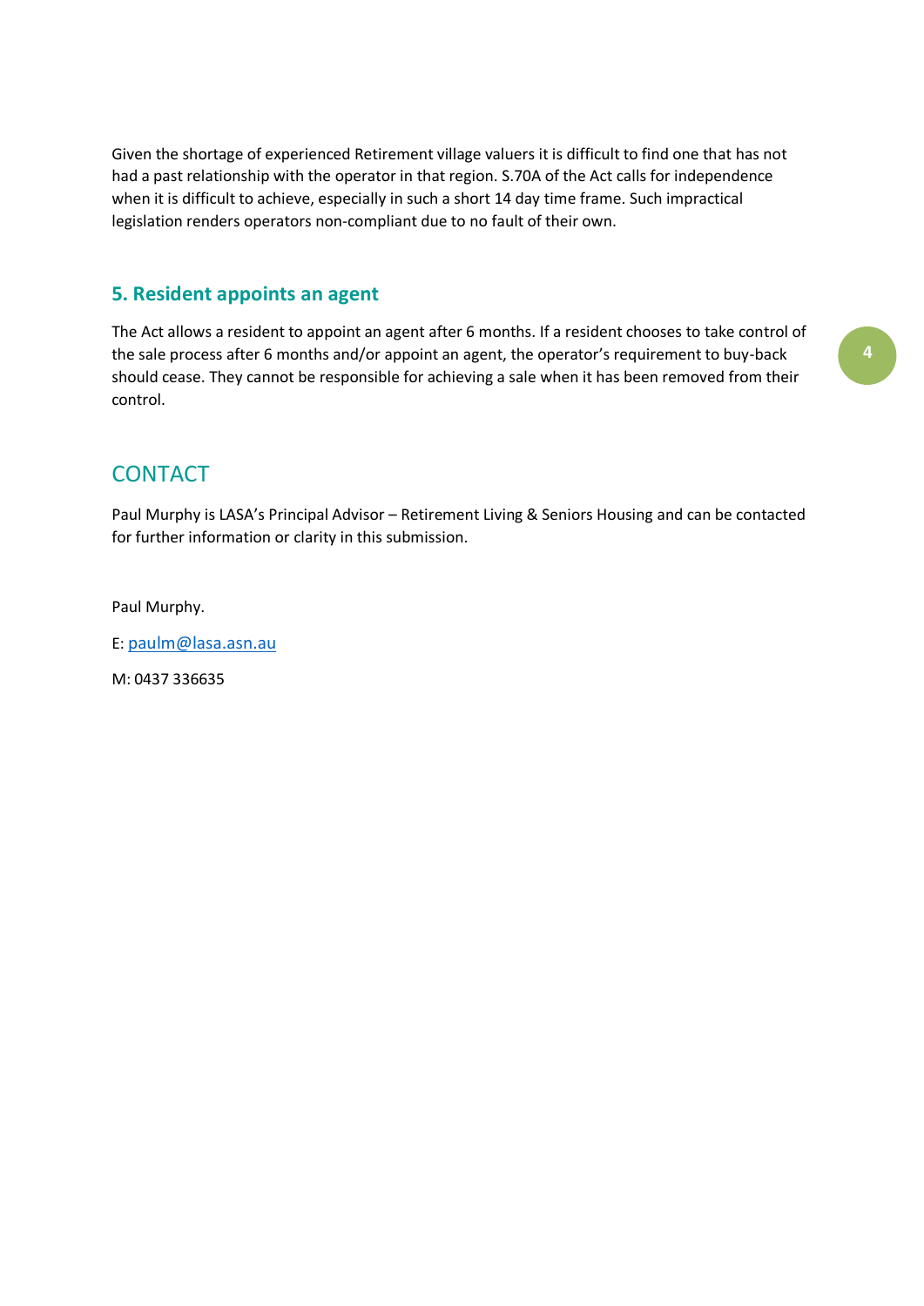Given the shortage of experienced Retirement village valuers it is difficult to find one that has not had a past relationship with the operator in that region. S.70A of the Act calls for independence when it is difficult to achieve, especially in such a short 14 day time frame. Such impractical legislation renders operators non-compliant due to no fault of their own.

### 5. Resident appoints an agent

The Act allows a resident to appoint an agent after 6 months. If a resident chooses to take control of the sale process after 6 months and/or appoint an agent, the operator's requirement to buy-back should cease. They cannot be responsible for achieving a sale when it has been removed from their control.

## CONTACT

Paul Murphy is LASA's Principal Advisor – Retirement Living & Seniors Housing and can be contacted for further information or clarity in this submission.

Paul Murphy.

E: paulm@lasa.asn.au

M: 0437 336635